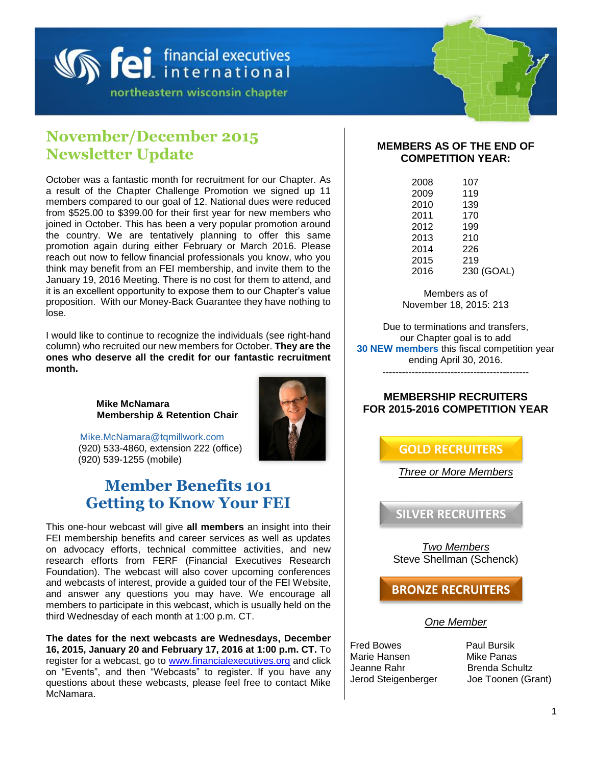fei financial executives international
northeastern wisconsin chapter

# November/December 2015 Newsletter Update

October was a fantastic month for recruitment for our Chapter. As a result of the Chapter Challenge Promotion we signed up 11 members compared to our goal of 12. National dues were reduced from $525.00 to $399.00 for their first year for new members who joined in October. This has been a very popular promotion around the country. We are tentatively planning to offer this same promotion again during either February or March 2016. Please reach out now to fellow financial professionals you know, who you think may benefit from an FEI membership, and invite them to the January 19, 2016 Meeting. There is no cost for them to attend, and it is an excellent opportunity to expose them to our Chapter's value proposition. With our Money-Back Guarantee they have nothing to lose.

I would like to continue to recognize the individuals (see right-hand column) who recruited our new members for October. **They are the ones who deserve all the credit for our fantastic recruitment month.**

**Mike McNamara**
**Membership & Retention Chair**

Mike.McNamara@tqmillwork.com
(920) 533-4860, extension 222 (office)
(920) 539-1255 (mobile)

## Member Benefits 101 Getting to Know Your FEI

This one-hour webcast will give **all members** an insight into their FEI membership benefits and career services as well as updates on advocacy efforts, technical committee activities, and new research efforts from FERF (Financial Executives Research Foundation). The webcast will also cover upcoming conferences and webcasts of interest, provide a guided tour of the FEI Website, and answer any questions you may have. We encourage all members to participate in this webcast, which is usually held on the third Wednesday of each month at 1:00 p.m. CT.

**The dates for the next webcasts are Wednesdays, December 16, 2015, January 20 and February 17, 2016 at 1:00 p.m. CT.** To register for a webcast, go to www.financialexecutives.org and click on "Events", and then "Webcasts" to register. If you have any questions about these webcasts, please feel free to contact Mike McNamara.

### MEMBERS AS OF THE END OF COMPETITION YEAR:

| Year | Members |
|---|---|
| 2008 | 107 |
| 2009 | 119 |
| 2010 | 139 |
| 2011 | 170 |
| 2012 | 199 |
| 2013 | 210 |
| 2014 | 226 |
| 2015 | 219 |
| 2016 | 230 (GOAL) |

Members as of November 18, 2015: 213

Due to terminations and transfers, our Chapter goal is to add **30 NEW members** this fiscal competition year ending April 30, 2016.

---

### MEMBERSHIP RECRUITERS FOR 2015-2016 COMPETITION YEAR

**GOLD RECRUITERS**

*Three or More Members*

**SILVER RECRUITERS**

*Two Members*
Steve Shellman (Schenck)

**BRONZE RECRUITERS**

*One Member*

Fred Bowes
Marie Hansen
Jeanne Rahr
Jerod Steigenberger
Paul Bursik
Mike Panas
Brenda Schultz
Joe Toonen (Grant)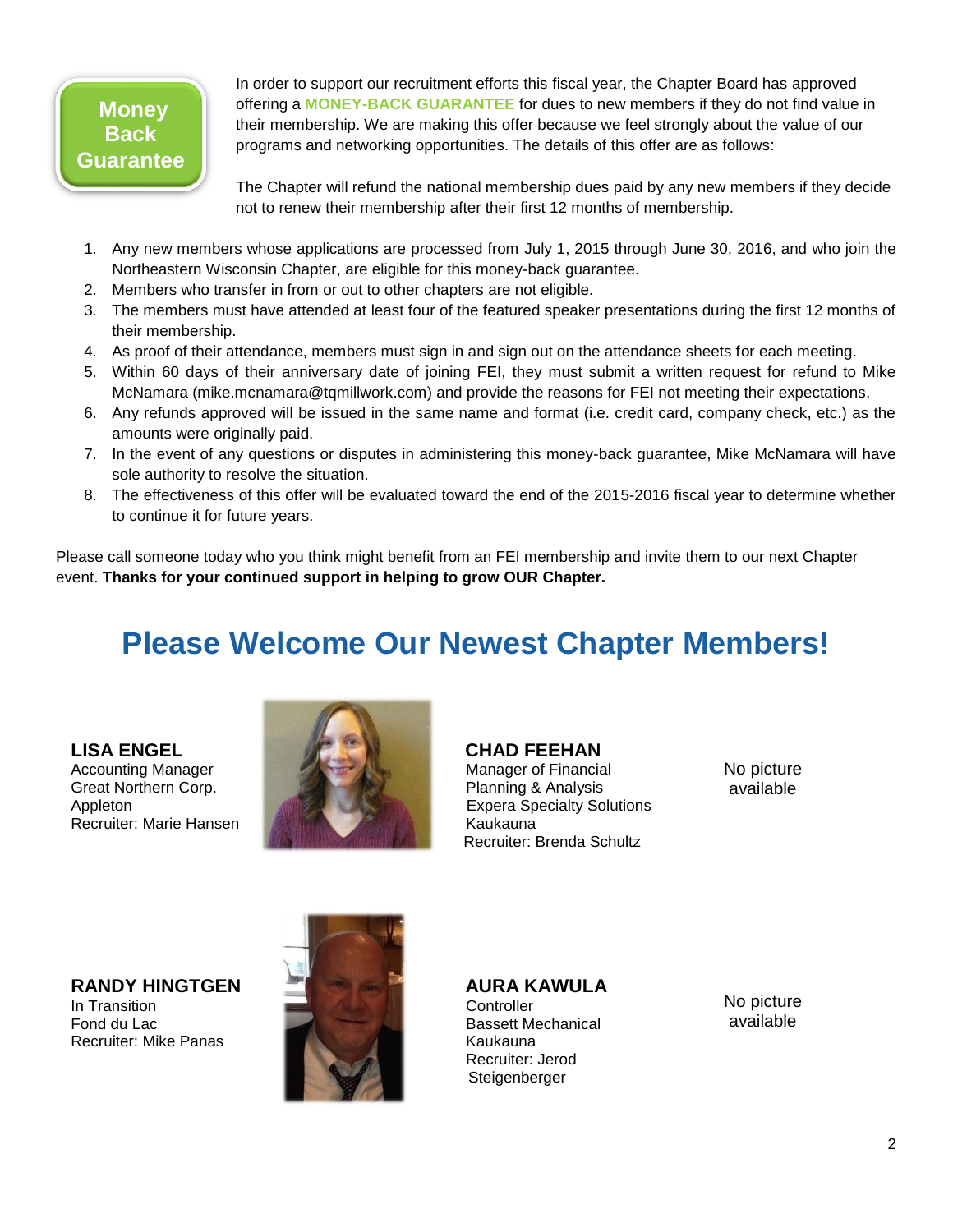**Money Back Guarantee**

In order to support our recruitment efforts this fiscal year, the Chapter Board has approved offering a **MONEY-BACK GUARANTEE** for dues to new members if they do not find value in their membership. We are making this offer because we feel strongly about the value of our programs and networking opportunities. The details of this offer are as follows:

The Chapter will refund the national membership dues paid by any new members if they decide not to renew their membership after their first 12 months of membership.

1. Any new members whose applications are processed from July 1, 2015 through June 30, 2016, and who join the Northeastern Wisconsin Chapter, are eligible for this money-back guarantee.
2. Members who transfer in from or out to other chapters are not eligible.
3. The members must have attended at least four of the featured speaker presentations during the first 12 months of their membership.
4. As proof of their attendance, members must sign in and sign out on the attendance sheets for each meeting.
5. Within 60 days of their anniversary date of joining FEI, they must submit a written request for refund to Mike McNamara (mike.mcnamara@tqmillwork.com) and provide the reasons for FEI not meeting their expectations.
6. Any refunds approved will be issued in the same name and format (i.e. credit card, company check, etc.) as the amounts were originally paid.
7. In the event of any questions or disputes in administering this money-back guarantee, Mike McNamara will have sole authority to resolve the situation.
8. The effectiveness of this offer will be evaluated toward the end of the 2015-2016 fiscal year to determine whether to continue it for future years.

Please call someone today who you think might benefit from an FEI membership and invite them to our next Chapter event. **Thanks for your continued support in helping to grow OUR Chapter.**

# Please Welcome Our Newest Chapter Members!

**LISA ENGEL**
Accounting Manager
Great Northern Corp.
Appleton
Recruiter: Marie Hansen

**CHAD FEEHAN**
Manager of Financial Planning & Analysis
Expera Specialty Solutions
Kaukauna
Recruiter: Brenda Schultz

No picture available

**RANDY HINGTGEN**
In Transition
Fond du Lac
Recruiter: Mike Panas

**AURA KAWULA**
Controller
Bassett Mechanical
Kaukauna
Recruiter: Jerod Steigenberger

No picture available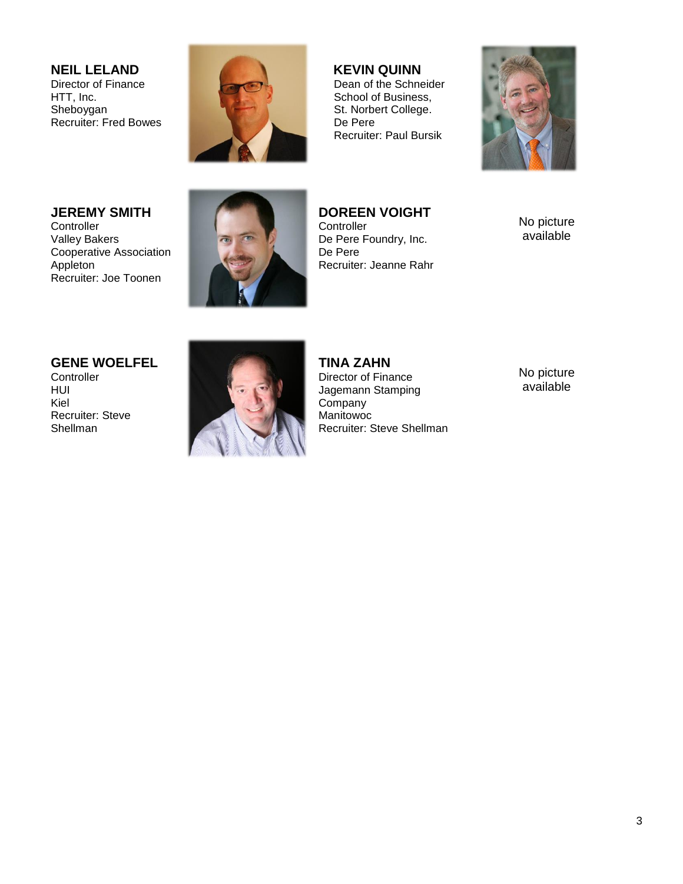**NEIL LELAND**
Director of Finance
HTT, Inc.
Sheboygan
Recruiter: Fred Bowes

**KEVIN QUINN**
Dean of the Schneider School of Business,
St. Norbert College.
De Pere
Recruiter: Paul Bursik

**JEREMY SMITH**
Controller
Valley Bakers Cooperative Association
Appleton
Recruiter: Joe Toonen

**DOREEN VOIGHT**
Controller
De Pere Foundry, Inc.
De Pere
Recruiter: Jeanne Rahr

No picture available

**GENE WOELFEL**
Controller
HUI
Kiel
Recruiter: Steve Shellman

**TINA ZAHN**
Director of Finance
Jagemann Stamping Company
Manitowoc
Recruiter: Steve Shellman

No picture available